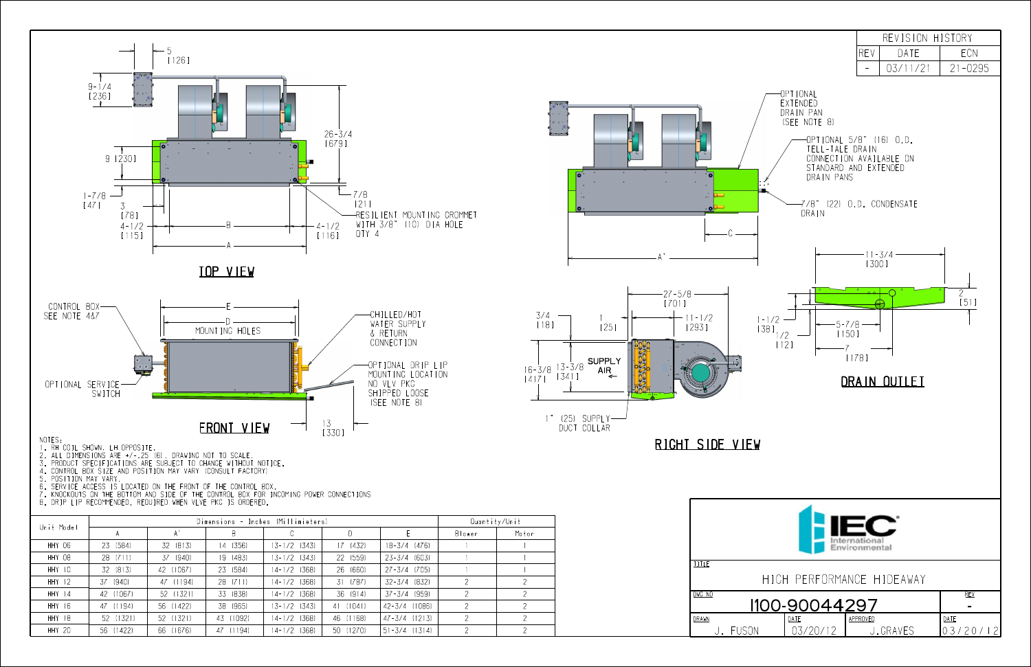| REV | DATE | ECN |
|---|---|---|
| - | 03/11/21 | 21-0295 |

REVISION HISTORY

## TOP VIEW

5 [126]
9-1/4 [236]
26-3/4 [679]
9 [230]
1-7/8 [47]
3 [78]
4-1/2 [115]
B
4-1/2 [116]
A
7/8 [21]
RESILIENT MOUNTING GROMMET WITH 3/8" [10] DIA HOLE QTY 4

## FRONT VIEW

CONTROL BOX SEE NOTE 4&7
E
D
MOUNTING HOLES
CHILLED/HOT WATER SUPPLY & RETURN CONNECTION
OPTIONAL DRIP LIP MOUNTING LOCATION NO VLV PKG SHIPPED LOOSE (SEE NOTE 8)
OPTIONAL SERVICE SWITCH
13 [330]

OPTIONAL EXTENDED DRAIN PAN (SEE NOTE 8)
OPTIONAL 5/8" [16] O.D. TELL-TALE DRAIN CONNECTION AVAILABLE ON STANDARD AND EXTENDED DRAIN PANS
7/8" [22] O.D. CONDENSATE DRAIN
C
A'

## RIGHT SIDE VIEW

27-5/8 [701]
3/4 [18]
1 [25]
11-1/2 [293]
16-3/8 [417]
13-3/8 [341]
SUPPLY AIR
1" [25] SUPPLY DUCT COLLAR

## DRAIN OUTLET

11-3/4 [300]
2 [51]
1-1/2 [38]
1/2 [12]
5-7/8 [150]
7 [178]

NOTES:
1. RH COIL SHOWN. LH OPPOSITE.
2. ALL DIMENSIONS ARE +/-.25 [6]. DRAWING NOT TO SCALE.
3. PRODUCT SPECIFICATIONS ARE SUBJECT TO CHANGE WITHOUT NOTICE.
4. CONTROL BOX SIZE AND POSITION MAY VARY (CONSULT FACTORY)
5. POSITION MAY VARY.
6. SERVICE ACCESS IS LOCATED ON THE FRONT OF THE CONTROL BOX.
7. KNOCKOUTS ON THE BOTTOM AND SIDE OF THE CONTROL BOX FOR INCOMING POWER CONNECTIONS
8. DRIP LIP RECOMMENDED, REQUIRED WHEN VLVE PKG IS ORDERED.

| Unit Model | Dimensions - Inches [Millimeters] | | | | | | Quantity/Unit | |
|---|---|---|---|---|---|---|---|---|
| | A | A' | B | C | D | E | Blower | Motor |
| HHY 06 | 23 [584] | 32 [813] | 14 [356] | 13-1/2 [343] | 17 [432] | 18-3/4 [476] | 1 | 1 |
| HHY 08 | 28 [711] | 37 [940] | 19 [483] | 13-1/2 [343] | 22 [559] | 23-3/4 [603] | 1 | 1 |
| HHY 10 | 32 [813] | 42 [1067] | 23 [584] | 14-1/2 [368] | 26 [660] | 27-3/4 [705] | 1 | 1 |
| HHY 12 | 37 [940] | 47 [1194] | 28 [711] | 14-1/2 [368] | 31 [787] | 32-3/4 [832] | 2 | 2 |
| HHY 14 | 42 [1067] | 52 [1321] | 33 [838] | 14-1/2 [368] | 36 [914] | 37-3/4 [959] | 2 | 2 |
| HHY 16 | 47 [1194] | 56 [1422] | 38 [965] | 13-1/2 [343] | 41 [1041] | 42-3/4 [1086] | 2 | 2 |
| HHY 18 | 52 [1321] | 52 [1321] | 43 [1092] | 14-1/2 [368] | 46 [1168] | 47-3/4 [1213] | 2 | 2 |
| HHY 20 | 56 [1422] | 66 [1676] | 47 [1194] | 14-1/2 [368] | 50 [1270] | 51-3/4 [1314] | 2 | 2 |

IEC International Environmental

TITLE: HIGH PERFORMANCE HIDEAWAY

| DWG NO | | | REV |
|---|---|---|---|
| I100-90044297 | | | - |
| DRAWN | DATE | APPROVED | DATE |
| J. FUSON | 03/20/12 | J.GRAVES | 03/20/12 |